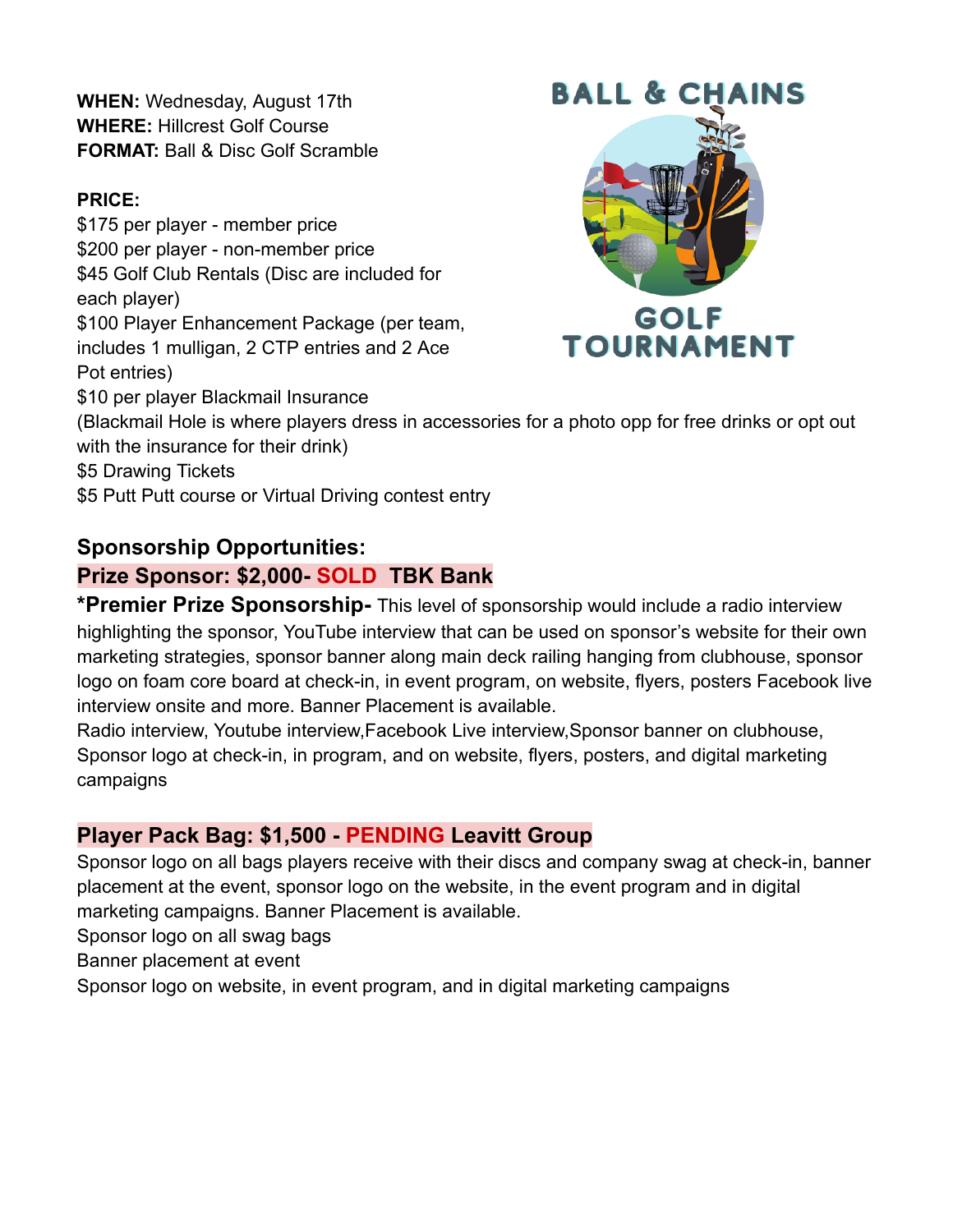**WHEN:** Wednesday, August 17th
**WHERE:** Hillcrest Golf Course
**FORMAT:** Ball & Disc Golf Scramble

# BALL & CHAINS GOLF TOURNAMENT

**PRICE:**

$175 per player - member price
$200 per player - non-member price
$45 Golf Club Rentals (Disc are included for each player)
$100 Player Enhancement Package (per team, includes 1 mulligan, 2 CTP entries and 2 Ace Pot entries)
$10 per player Blackmail Insurance
(Blackmail Hole is where players dress in accessories for a photo opp for free drinks or opt out with the insurance for their drink)
$5 Drawing Tickets
$5 Putt Putt course or Virtual Driving contest entry

## Sponsorship Opportunities:

### Prize Sponsor: $2,000- SOLD TBK Bank

**\*Premier Prize Sponsorship-** This level of sponsorship would include a radio interview highlighting the sponsor, YouTube interview that can be used on sponsor's website for their own marketing strategies, sponsor banner along main deck railing hanging from clubhouse, sponsor logo on foam core board at check-in, in event program, on website, flyers, posters Facebook live interview onsite and more. Banner Placement is available.
Radio interview, Youtube interview,Facebook Live interview,Sponsor banner on clubhouse, Sponsor logo at check-in, in program, and on website, flyers, posters, and digital marketing campaigns

### Player Pack Bag: $1,500 - PENDING Leavitt Group

Sponsor logo on all bags players receive with their discs and company swag at check-in, banner placement at the event, sponsor logo on the website, in the event program and in digital marketing campaigns. Banner Placement is available.
Sponsor logo on all swag bags
Banner placement at event
Sponsor logo on website, in event program, and in digital marketing campaigns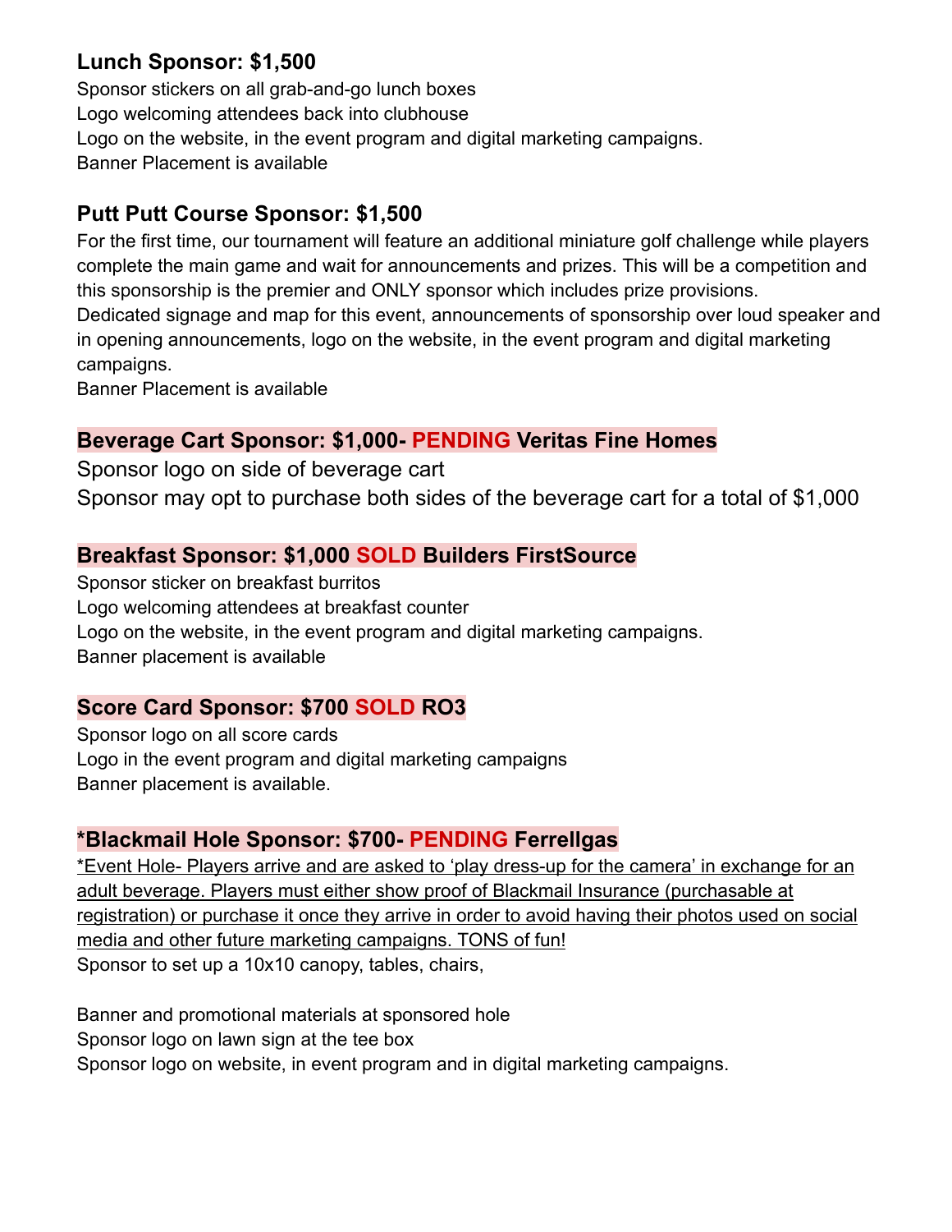### Lunch Sponsor: $1,500

Sponsor stickers on all grab-and-go lunch boxes
Logo welcoming attendees back into clubhouse
Logo on the website, in the event program and digital marketing campaigns.
Banner Placement is available

### Putt Putt Course Sponsor: $1,500

For the first time, our tournament will feature an additional miniature golf challenge while players complete the main game and wait for announcements and prizes. This will be a competition and this sponsorship is the premier and ONLY sponsor which includes prize provisions.
Dedicated signage and map for this event, announcements of sponsorship over loud speaker and in opening announcements, logo on the website, in the event program and digital marketing campaigns.
Banner Placement is available

### Beverage Cart Sponsor: $1,000- PENDING Veritas Fine Homes

Sponsor logo on side of beverage cart
Sponsor may opt to purchase both sides of the beverage cart for a total of $1,000

### Breakfast Sponsor: $1,000 SOLD Builders FirstSource

Sponsor sticker on breakfast burritos
Logo welcoming attendees at breakfast counter
Logo on the website, in the event program and digital marketing campaigns.
Banner placement is available

### Score Card Sponsor: $700 SOLD RO3

Sponsor logo on all score cards
Logo in the event program and digital marketing campaigns
Banner placement is available.

### *Blackmail Hole Sponsor: $700- PENDING Ferrellgas

*Event Hole- Players arrive and are asked to 'play dress-up for the camera' in exchange for an adult beverage. Players must either show proof of Blackmail Insurance (purchasable at registration) or purchase it once they arrive in order to avoid having their photos used on social media and other future marketing campaigns. TONS of fun!
Sponsor to set up a 10x10 canopy, tables, chairs,

Banner and promotional materials at sponsored hole
Sponsor logo on lawn sign at the tee box
Sponsor logo on website, in event program and in digital marketing campaigns.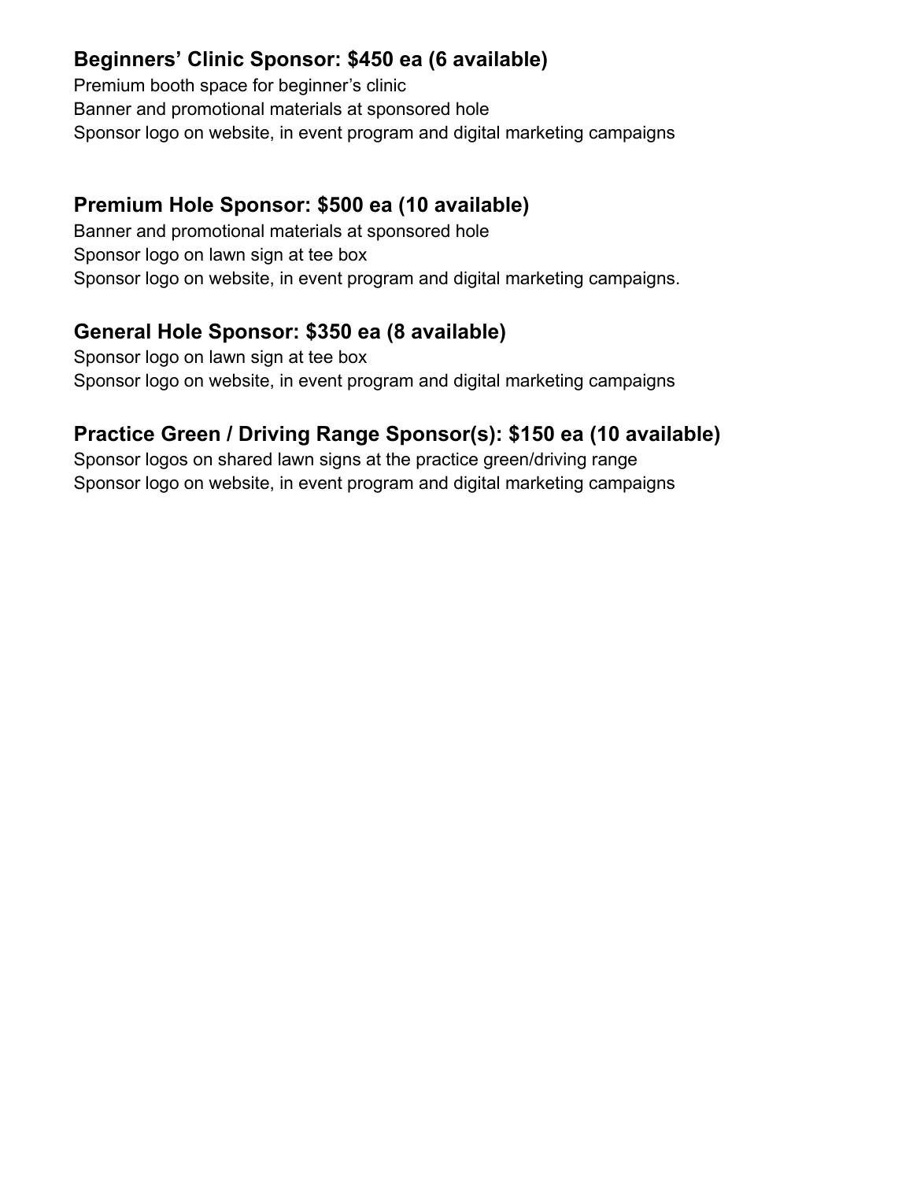### Beginners’ Clinic Sponsor: $450 ea (6 available)

Premium booth space for beginner’s clinic
Banner and promotional materials at sponsored hole
Sponsor logo on website, in event program and digital marketing campaigns

### Premium Hole Sponsor: $500 ea (10 available)

Banner and promotional materials at sponsored hole
Sponsor logo on lawn sign at tee box
Sponsor logo on website, in event program and digital marketing campaigns.

### General Hole Sponsor: $350 ea (8 available)

Sponsor logo on lawn sign at tee box
Sponsor logo on website, in event program and digital marketing campaigns

### Practice Green / Driving Range Sponsor(s): $150 ea (10 available)

Sponsor logos on shared lawn signs at the practice green/driving range
Sponsor logo on website, in event program and digital marketing campaigns